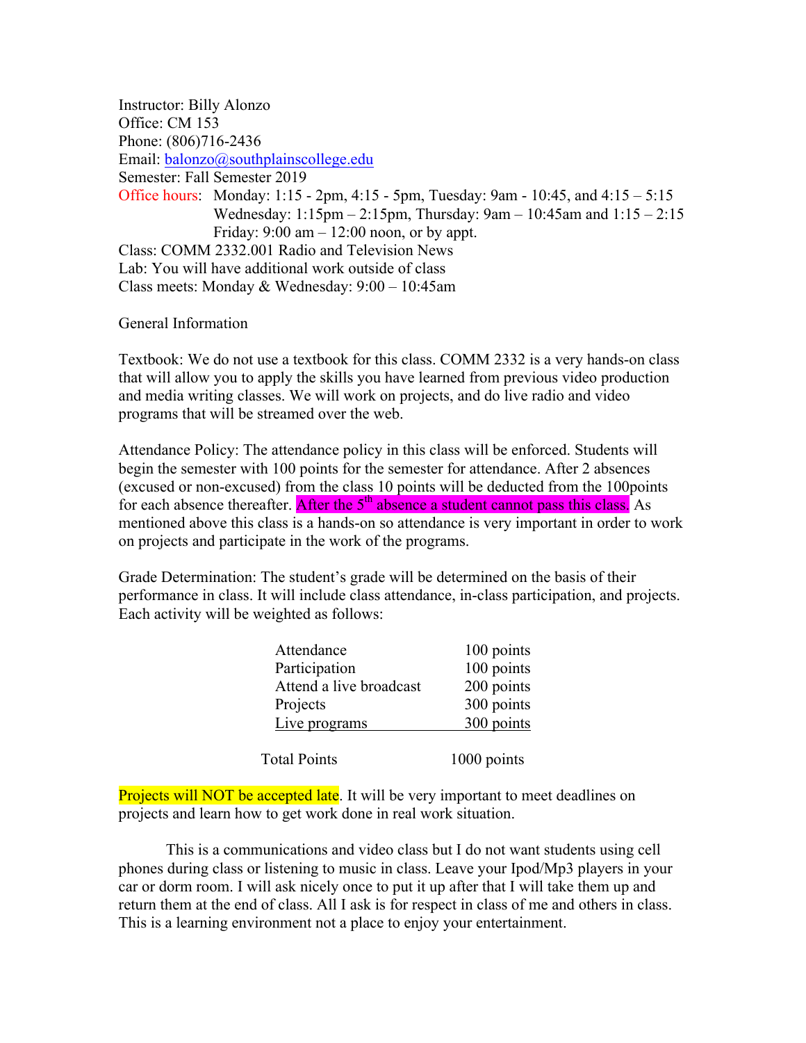Instructor: Billy Alonzo
Office: CM 153
Phone: (806)716-2436
Email: balonzo@southplainscollege.edu
Semester: Fall Semester 2019
Office hours: Monday: 1:15 - 2pm, 4:15 - 5pm, Tuesday: 9am - 10:45, and 4:15 – 5:15
Wednesday: 1:15pm – 2:15pm, Thursday: 9am – 10:45am and 1:15 – 2:15
Friday: 9:00 am – 12:00 noon, or by appt.
Class: COMM 2332.001 Radio and Television News
Lab: You will have additional work outside of class
Class meets: Monday & Wednesday: 9:00 – 10:45am

General Information

Textbook: We do not use a textbook for this class. COMM 2332 is a very hands-on class that will allow you to apply the skills you have learned from previous video production and media writing classes. We will work on projects, and do live radio and video programs that will be streamed over the web.

Attendance Policy: The attendance policy in this class will be enforced. Students will begin the semester with 100 points for the semester for attendance. After 2 absences (excused or non-excused) from the class 10 points will be deducted from the 100points for each absence thereafter. After the 5th absence a student cannot pass this class. As mentioned above this class is a hands-on so attendance is very important in order to work on projects and participate in the work of the programs.

Grade Determination: The student's grade will be determined on the basis of their performance in class. It will include class attendance, in-class participation, and projects. Each activity will be weighted as follows:

| Activity | Points |
|---|---|
| Attendance | 100 points |
| Participation | 100 points |
| Attend a live broadcast | 200 points |
| Projects | 300 points |
| Live programs | 300 points |
| Total Points | 1000 points |

Projects will NOT be accepted late. It will be very important to meet deadlines on projects and learn how to get work done in real work situation.

This is a communications and video class but I do not want students using cell phones during class or listening to music in class. Leave your Ipod/Mp3 players in your car or dorm room. I will ask nicely once to put it up after that I will take them up and return them at the end of class. All I ask is for respect in class of me and others in class. This is a learning environment not a place to enjoy your entertainment.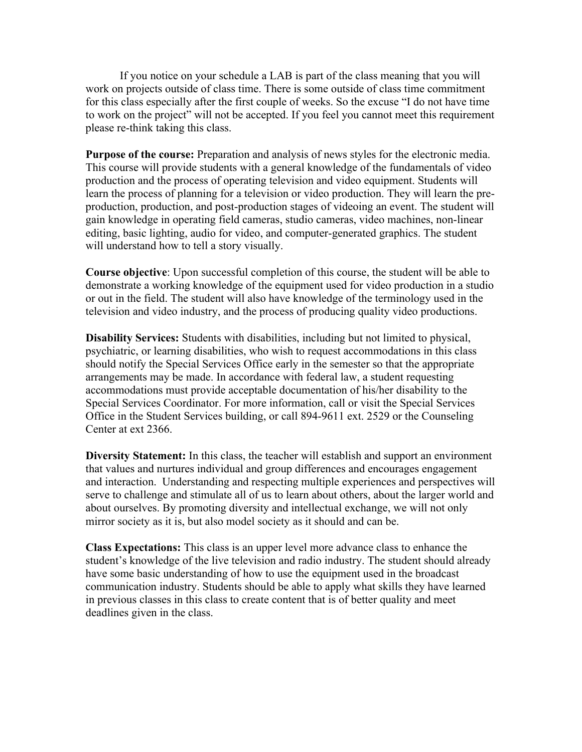If you notice on your schedule a LAB is part of the class meaning that you will work on projects outside of class time. There is some outside of class time commitment for this class especially after the first couple of weeks. So the excuse "I do not have time to work on the project" will not be accepted. If you feel you cannot meet this requirement please re-think taking this class.

**Purpose of the course:** Preparation and analysis of news styles for the electronic media. This course will provide students with a general knowledge of the fundamentals of video production and the process of operating television and video equipment. Students will learn the process of planning for a television or video production. They will learn the pre-production, production, and post-production stages of videoing an event. The student will gain knowledge in operating field cameras, studio cameras, video machines, non-linear editing, basic lighting, audio for video, and computer-generated graphics. The student will understand how to tell a story visually.

**Course objective**: Upon successful completion of this course, the student will be able to demonstrate a working knowledge of the equipment used for video production in a studio or out in the field. The student will also have knowledge of the terminology used in the television and video industry, and the process of producing quality video productions.

**Disability Services:** Students with disabilities, including but not limited to physical, psychiatric, or learning disabilities, who wish to request accommodations in this class should notify the Special Services Office early in the semester so that the appropriate arrangements may be made. In accordance with federal law, a student requesting accommodations must provide acceptable documentation of his/her disability to the Special Services Coordinator. For more information, call or visit the Special Services Office in the Student Services building, or call 894-9611 ext. 2529 or the Counseling Center at ext 2366.

**Diversity Statement:** In this class, the teacher will establish and support an environment that values and nurtures individual and group differences and encourages engagement and interaction. Understanding and respecting multiple experiences and perspectives will serve to challenge and stimulate all of us to learn about others, about the larger world and about ourselves. By promoting diversity and intellectual exchange, we will not only mirror society as it is, but also model society as it should and can be.

**Class Expectations:** This class is an upper level more advance class to enhance the student's knowledge of the live television and radio industry. The student should already have some basic understanding of how to use the equipment used in the broadcast communication industry. Students should be able to apply what skills they have learned in previous classes in this class to create content that is of better quality and meet deadlines given in the class.